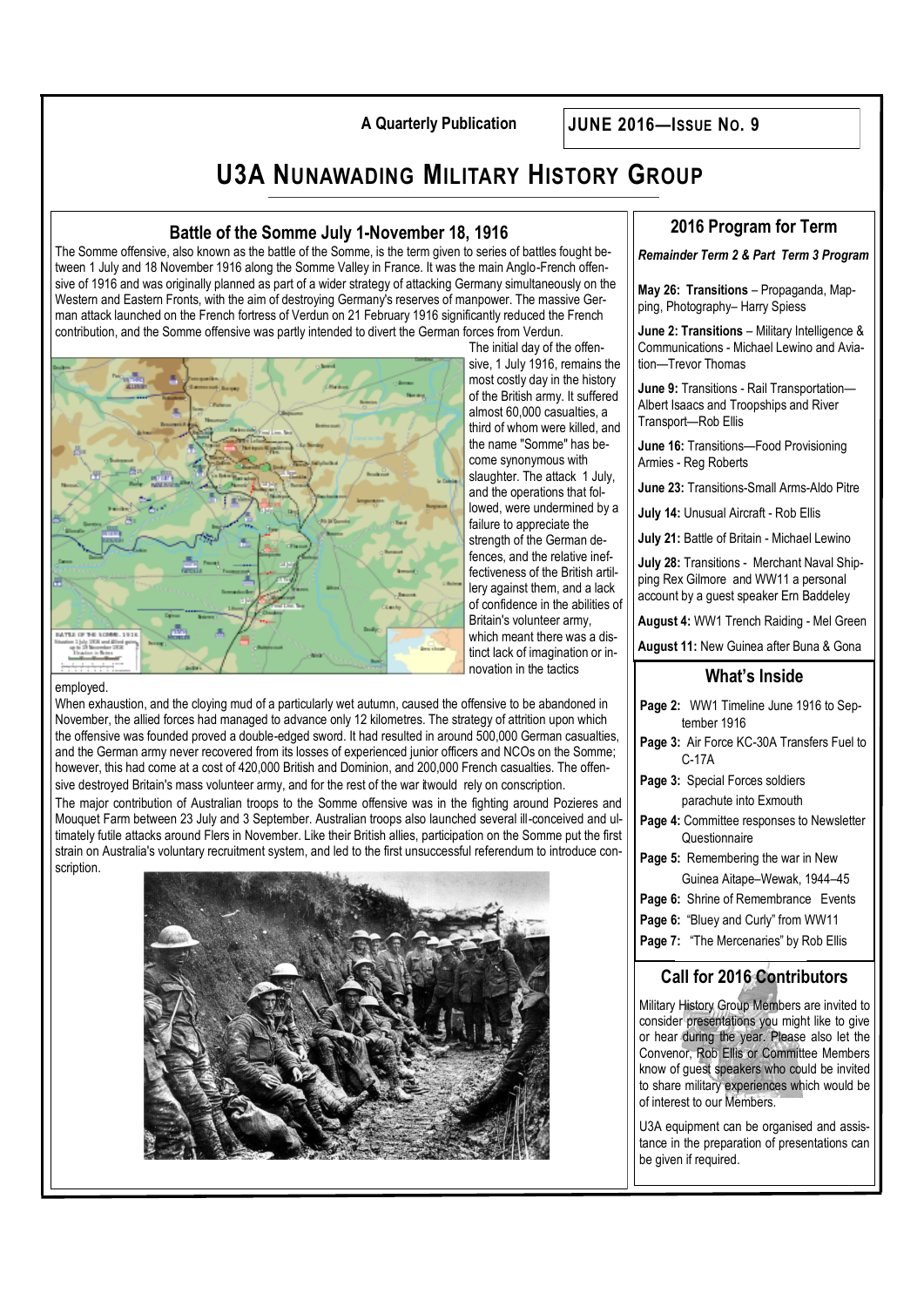A Quarterly Publication

**JUNE 2016—ISSUE NO. 9**

# U3A NUNAWADING MILITARY HISTORY GROUP

## Battle of the Somme July 1-November 18, 1916

The Somme offensive, also known as the battle of the Somme, is the term given to series of battles fought between 1 July and 18 November 1916 along the Somme Valley in France. It was the main Anglo-French offensive of 1916 and was originally planned as part of a wider strategy of attacking Germany simultaneously on the Western and Eastern Fronts, with the aim of destroying Germany's reserves of manpower. The massive German attack launched on the French fortress of Verdun on 21 February 1916 significantly reduced the French contribution, and the Somme offensive was partly intended to divert the German forces from Verdun.

The initial day of the offensive, 1 July 1916, remains the most costly day in the history of the British army. It suffered almost 60,000 casualties, a third of whom were killed, and the name "Somme" has become synonymous with slaughter. The attack 1 July, and the operations that followed, were undermined by a failure to appreciate the strength of the German defences, and the relative ineffectiveness of the British artillery against them, and a lack of confidence in the abilities of Britain's volunteer army, which meant there was a distinct lack of imagination or innovation in the tactics employed.

When exhaustion, and the cloying mud of a particularly wet autumn, caused the offensive to be abandoned in November, the allied forces had managed to advance only 12 kilometres. The strategy of attrition upon which the offensive was founded proved a double-edged sword. It had resulted in around 500,000 German casualties, and the German army never recovered from its losses of experienced junior officers and NCOs on the Somme; however, this had come at a cost of 420,000 British and Dominion, and 200,000 French casualties. The offensive destroyed Britain's mass volunteer army, and for the rest of the war itwould rely on conscription.

The major contribution of Australian troops to the Somme offensive was in the fighting around Pozieres and Mouquet Farm between 23 July and 3 September. Australian troops also launched several ill-conceived and ultimately futile attacks around Flers in November. Like their British allies, participation on the Somme put the first strain on Australia's voluntary recruitment system, and led to the first unsuccessful referendum to introduce conscription.

## 2016 Program for Term

***Remainder Term 2 & Part Term 3 Program***

**May 26: Transitions** – Propaganda, Mapping, Photography– Harry Spiess

**June 2: Transitions** – Military Intelligence & Communications - Michael Lewino and Aviation—Trevor Thomas

**June 9:** Transitions - Rail Transportation—Albert Isaacs and Troopships and River Transport—Rob Ellis

**June 16:** Transitions—Food Provisioning Armies - Reg Roberts

**June 23:** Transitions-Small Arms-Aldo Pitre

**July 14:** Unusual Aircraft - Rob Ellis

**July 21:** Battle of Britain - Michael Lewino

**July 28:** Transitions - Merchant Naval Shipping Rex Gilmore and WW11 a personal account by a guest speaker Ern Baddeley

**August 4:** WW1 Trench Raiding - Mel Green

**August 11:** New Guinea after Buna & Gona

## What's Inside

- **Page 2:** WW1 Timeline June 1916 to September 1916
- **Page 3:** Air Force KC-30A Transfers Fuel to C-17A
- **Page 3:** Special Forces soldiers parachute into Exmouth
- **Page 4:** Committee responses to Newsletter Questionnaire
- **Page 5:** Remembering the war in New Guinea Aitape–Wewak, 1944–45
- **Page 6:** Shrine of Remembrance Events
- **Page 6:** "Bluey and Curly" from WW11
- **Page 7:** "The Mercenaries" by Rob Ellis

## Call for 2016 Contributors

Military History Group Members are invited to consider presentations you might like to give or hear during the year. Please also let the Convenor, Rob Ellis or Committee Members know of guest speakers who could be invited to share military experiences which would be of interest to our Members.

U3A equipment can be organised and assistance in the preparation of presentations can be given if required.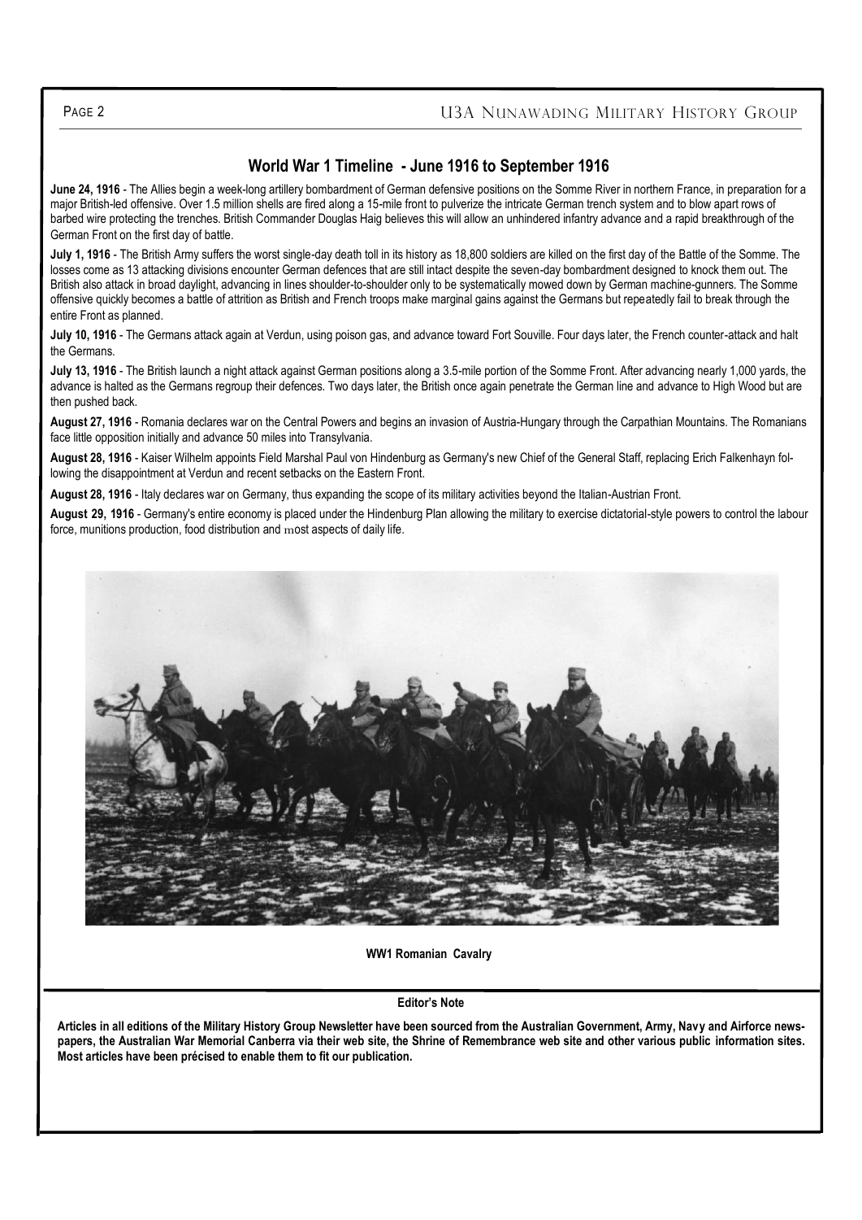## World War 1 Timeline - June 1916 to September 1916

**June 24, 1916** - The Allies begin a week-long artillery bombardment of German defensive positions on the Somme River in northern France, in preparation for a major British-led offensive. Over 1.5 million shells are fired along a 15-mile front to pulverize the intricate German trench system and to blow apart rows of barbed wire protecting the trenches. British Commander Douglas Haig believes this will allow an unhindered infantry advance and a rapid breakthrough of the German Front on the first day of battle.

**July 1, 1916** - The British Army suffers the worst single-day death toll in its history as 18,800 soldiers are killed on the first day of the Battle of the Somme. The losses come as 13 attacking divisions encounter German defences that are still intact despite the seven-day bombardment designed to knock them out. The British also attack in broad daylight, advancing in lines shoulder-to-shoulder only to be systematically mowed down by German machine-gunners. The Somme offensive quickly becomes a battle of attrition as British and French troops make marginal gains against the Germans but repeatedly fail to break through the entire Front as planned.

**July 10, 1916** - The Germans attack again at Verdun, using poison gas, and advance toward Fort Souville. Four days later, the French counter-attack and halt the Germans.

**July 13, 1916** - The British launch a night attack against German positions along a 3.5-mile portion of the Somme Front. After advancing nearly 1,000 yards, the advance is halted as the Germans regroup their defences. Two days later, the British once again penetrate the German line and advance to High Wood but are then pushed back.

**August 27, 1916** - Romania declares war on the Central Powers and begins an invasion of Austria-Hungary through the Carpathian Mountains. The Romanians face little opposition initially and advance 50 miles into Transylvania.

**August 28, 1916** - Kaiser Wilhelm appoints Field Marshal Paul von Hindenburg as Germany's new Chief of the General Staff, replacing Erich Falkenhayn following the disappointment at Verdun and recent setbacks on the Eastern Front.

**August 28, 1916** - Italy declares war on Germany, thus expanding the scope of its military activities beyond the Italian-Austrian Front.

**August 29, 1916** - Germany's entire economy is placed under the Hindenburg Plan allowing the military to exercise dictatorial-style powers to control the labour force, munitions production, food distribution and most aspects of daily life.

**WW1 Romanian Cavalry**

**Editor's Note**

**Articles in all editions of the Military History Group Newsletter have been sourced from the Australian Government, Army, Navy and Airforce newspapers, the Australian War Memorial Canberra via their web site, the Shrine of Remembrance web site and other various public information sites. Most articles have been précised to enable them to fit our publication.**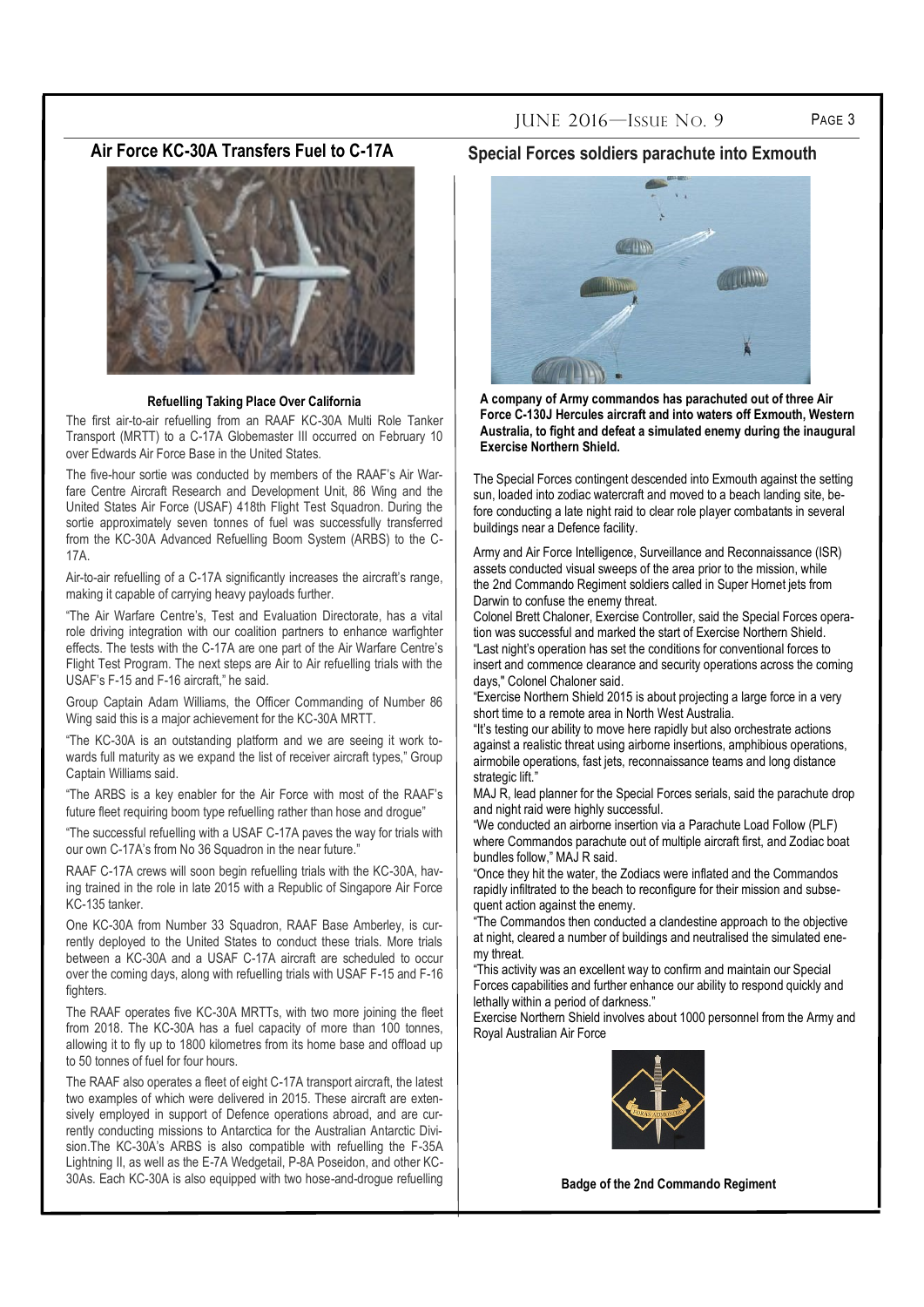## Air Force KC-30A Transfers Fuel to C-17A

**Refuelling Taking Place Over California**

The first air-to-air refuelling from an RAAF KC-30A Multi Role Tanker Transport (MRTT) to a C-17A Globemaster III occurred on February 10 over Edwards Air Force Base in the United States.

The five-hour sortie was conducted by members of the RAAF's Air Warfare Centre Aircraft Research and Development Unit, 86 Wing and the United States Air Force (USAF) 418th Flight Test Squadron. During the sortie approximately seven tonnes of fuel was successfully transferred from the KC-30A Advanced Refuelling Boom System (ARBS) to the C-17A.

Air-to-air refuelling of a C-17A significantly increases the aircraft's range, making it capable of carrying heavy payloads further.

"The Air Warfare Centre's, Test and Evaluation Directorate, has a vital role driving integration with our coalition partners to enhance warfighter effects. The tests with the C-17A are one part of the Air Warfare Centre's Flight Test Program. The next steps are Air to Air refuelling trials with the USAF's F-15 and F-16 aircraft," he said.

Group Captain Adam Williams, the Officer Commanding of Number 86 Wing said this is a major achievement for the KC-30A MRTT.

"The KC-30A is an outstanding platform and we are seeing it work towards full maturity as we expand the list of receiver aircraft types," Group Captain Williams said.

"The ARBS is a key enabler for the Air Force with most of the RAAF's future fleet requiring boom type refuelling rather than hose and drogue"

"The successful refuelling with a USAF C-17A paves the way for trials with our own C-17A's from No 36 Squadron in the near future."

RAAF C-17A crews will soon begin refuelling trials with the KC-30A, having trained in the role in late 2015 with a Republic of Singapore Air Force KC-135 tanker.

One KC-30A from Number 33 Squadron, RAAF Base Amberley, is currently deployed to the United States to conduct these trials. More trials between a KC-30A and a USAF C-17A aircraft are scheduled to occur over the coming days, along with refuelling trials with USAF F-15 and F-16 fighters.

The RAAF operates five KC-30A MRTTs, with two more joining the fleet from 2018. The KC-30A has a fuel capacity of more than 100 tonnes, allowing it to fly up to 1800 kilometres from its home base and offload up to 50 tonnes of fuel for four hours.

The RAAF also operates a fleet of eight C-17A transport aircraft, the latest two examples of which were delivered in 2015. These aircraft are extensively employed in support of Defence operations abroad, and are currently conducting missions to Antarctica for the Australian Antarctic Division.The KC-30A's ARBS is also compatible with refuelling the F-35A Lightning II, as well as the E-7A Wedgetail, P-8A Poseidon, and other KC-30As. Each KC-30A is also equipped with two hose-and-drogue refuelling

## Special Forces soldiers parachute into Exmouth

**A company of Army commandos has parachuted out of three Air Force C-130J Hercules aircraft and into waters off Exmouth, Western Australia, to fight and defeat a simulated enemy during the inaugural Exercise Northern Shield.**

The Special Forces contingent descended into Exmouth against the setting sun, loaded into zodiac watercraft and moved to a beach landing site, before conducting a late night raid to clear role player combatants in several buildings near a Defence facility.

Army and Air Force Intelligence, Surveillance and Reconnaissance (ISR) assets conducted visual sweeps of the area prior to the mission, while the 2nd Commando Regiment soldiers called in Super Hornet jets from Darwin to confuse the enemy threat.

Colonel Brett Chaloner, Exercise Controller, said the Special Forces operation was successful and marked the start of Exercise Northern Shield.

"Last night's operation has set the conditions for conventional forces to insert and commence clearance and security operations across the coming days," Colonel Chaloner said.

"Exercise Northern Shield 2015 is about projecting a large force in a very short time to a remote area in North West Australia.

"It's testing our ability to move here rapidly but also orchestrate actions against a realistic threat using airborne insertions, amphibious operations, airmobile operations, fast jets, reconnaissance teams and long distance strategic lift."

MAJ R, lead planner for the Special Forces serials, said the parachute drop and night raid were highly successful.

"We conducted an airborne insertion via a Parachute Load Follow (PLF) where Commandos parachute out of multiple aircraft first, and Zodiac boat bundles follow," MAJ R said.

"Once they hit the water, the Zodiacs were inflated and the Commandos rapidly infiltrated to the beach to reconfigure for their mission and subsequent action against the enemy.

"The Commandos then conducted a clandestine approach to the objective at night, cleared a number of buildings and neutralised the simulated enemy threat.

"This activity was an excellent way to confirm and maintain our Special Forces capabilities and further enhance our ability to respond quickly and lethally within a period of darkness."

Exercise Northern Shield involves about 1000 personnel from the Army and Royal Australian Air Force

**Badge of the 2nd Commando Regiment**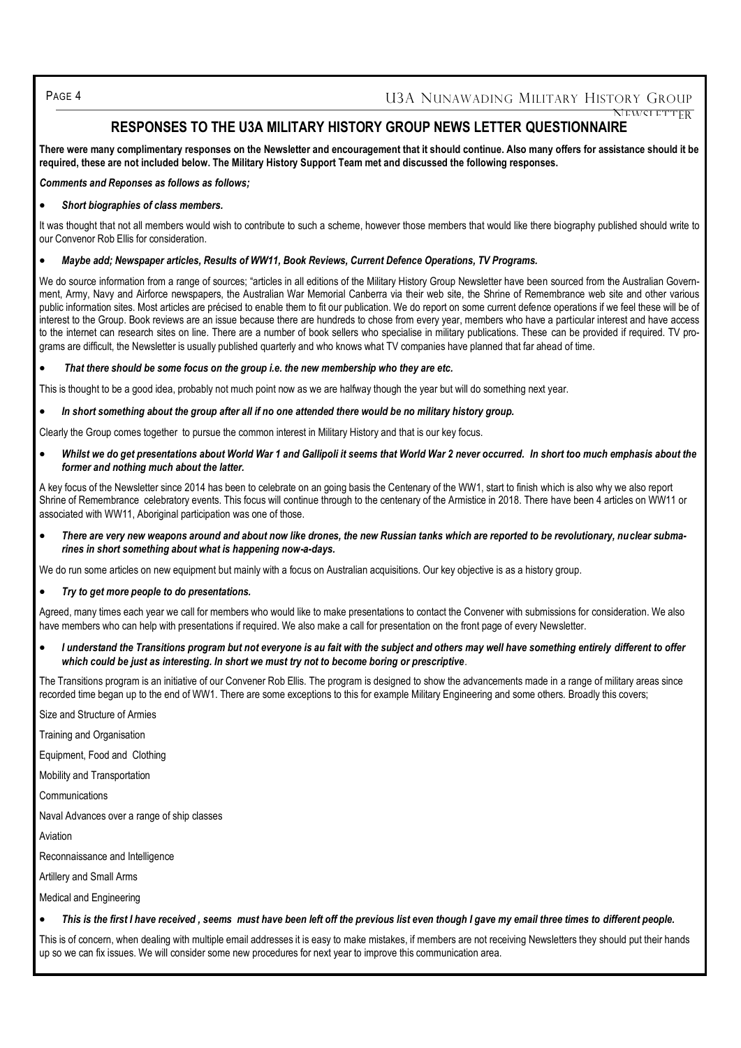## RESPONSES TO THE U3A MILITARY HISTORY GROUP NEWS LETTER QUESTIONNAIRE

**There were many complimentary responses on the Newsletter and encouragement that it should continue. Also many offers for assistance should it be required, these are not included below. The Military History Support Team met and discussed the following responses.**

***Comments and Reponses as follows as follows;***

- ***Short biographies of class members.***

It was thought that not all members would wish to contribute to such a scheme, however those members that would like there biography published should write to our Convenor Rob Ellis for consideration.

- ***Maybe add; Newspaper articles, Results of WW11, Book Reviews, Current Defence Operations, TV Programs.***

We do source information from a range of sources; "articles in all editions of the Military History Group Newsletter have been sourced from the Australian Government, Army, Navy and Airforce newspapers, the Australian War Memorial Canberra via their web site, the Shrine of Remembrance web site and other various public information sites. Most articles are précised to enable them to fit our publication. We do report on some current defence operations if we feel these will be of interest to the Group. Book reviews are an issue because there are hundreds to chose from every year, members who have a particular interest and have access to the internet can research sites on line. There are a number of book sellers who specialise in military publications. These can be provided if required. TV programs are difficult, the Newsletter is usually published quarterly and who knows what TV companies have planned that far ahead of time.

- ***That there should be some focus on the group i.e. the new membership who they are etc.***

This is thought to be a good idea, probably not much point now as we are halfway though the year but will do something next year.

- ***In short something about the group after all if no one attended there would be no military history group.***

Clearly the Group comes together to pursue the common interest in Military History and that is our key focus.

- ***Whilst we do get presentations about World War 1 and Gallipoli it seems that World War 2 never occurred. In short too much emphasis about the former and nothing much about the latter.***

A key focus of the Newsletter since 2014 has been to celebrate on an going basis the Centenary of the WW1, start to finish which is also why we also report Shrine of Remembrance celebratory events. This focus will continue through to the centenary of the Armistice in 2018. There have been 4 articles on WW11 or associated with WW11, Aboriginal participation was one of those.

- ***There are very new weapons around and about now like drones, the new Russian tanks which are reported to be revolutionary, nuclear submarines in short something about what is happening now-a-days.***

We do run some articles on new equipment but mainly with a focus on Australian acquisitions. Our key objective is as a history group.

- ***Try to get more people to do presentations.***

Agreed, many times each year we call for members who would like to make presentations to contact the Convener with submissions for consideration. We also have members who can help with presentations if required. We also make a call for presentation on the front page of every Newsletter.

- ***I understand the Transitions program but not everyone is au fait with the subject and others may well have something entirely different to offer which could be just as interesting. In short we must try not to become boring or prescriptive.***

The Transitions program is an initiative of our Convener Rob Ellis. The program is designed to show the advancements made in a range of military areas since recorded time began up to the end of WW1. There are some exceptions to this for example Military Engineering and some others. Broadly this covers;

Size and Structure of Armies

Training and Organisation

Equipment, Food and Clothing

Mobility and Transportation

Communications

Naval Advances over a range of ship classes

Aviation

Reconnaissance and Intelligence

Artillery and Small Arms

Medical and Engineering

- ***This is the first I have received , seems must have been left off the previous list even though I gave my email three times to different people.***

This is of concern, when dealing with multiple email addresses it is easy to make mistakes, if members are not receiving Newsletters they should put their hands up so we can fix issues. We will consider some new procedures for next year to improve this communication area.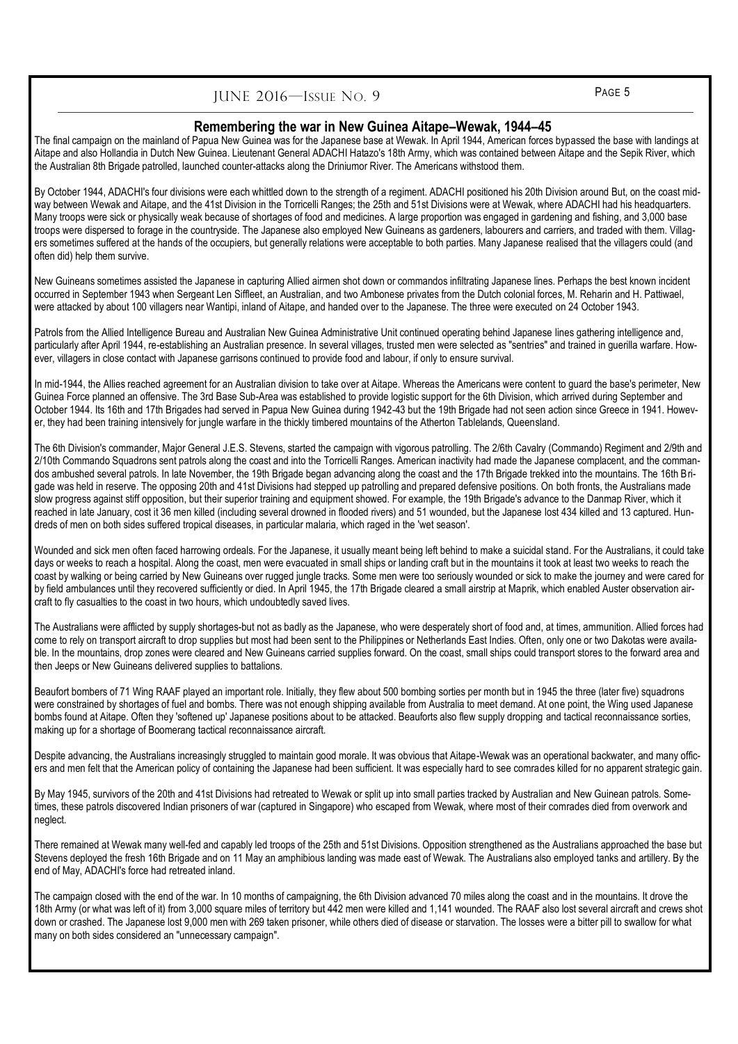## Remembering the war in New Guinea Aitape–Wewak, 1944–45

The final campaign on the mainland of Papua New Guinea was for the Japanese base at Wewak. In April 1944, American forces bypassed the base with landings at Aitape and also Hollandia in Dutch New Guinea. Lieutenant General ADACHI Hatazo's 18th Army, which was contained between Aitape and the Sepik River, which the Australian 8th Brigade patrolled, launched counter-attacks along the Driniumor River. The Americans withstood them.

By October 1944, ADACHI's four divisions were each whittled down to the strength of a regiment. ADACHI positioned his 20th Division around But, on the coast midway between Wewak and Aitape, and the 41st Division in the Torricelli Ranges; the 25th and 51st Divisions were at Wewak, where ADACHI had his headquarters. Many troops were sick or physically weak because of shortages of food and medicines. A large proportion was engaged in gardening and fishing, and 3,000 base troops were dispersed to forage in the countryside. The Japanese also employed New Guineans as gardeners, labourers and carriers, and traded with them. Villagers sometimes suffered at the hands of the occupiers, but generally relations were acceptable to both parties. Many Japanese realised that the villagers could (and often did) help them survive.

New Guineans sometimes assisted the Japanese in capturing Allied airmen shot down or commandos infiltrating Japanese lines. Perhaps the best known incident occurred in September 1943 when Sergeant Len Siffleet, an Australian, and two Ambonese privates from the Dutch colonial forces, M. Reharin and H. Pattiwael, were attacked by about 100 villagers near Wantipi, inland of Aitape, and handed over to the Japanese. The three were executed on 24 October 1943.

Patrols from the Allied Intelligence Bureau and Australian New Guinea Administrative Unit continued operating behind Japanese lines gathering intelligence and, particularly after April 1944, re-establishing an Australian presence. In several villages, trusted men were selected as "sentries" and trained in guerilla warfare. However, villagers in close contact with Japanese garrisons continued to provide food and labour, if only to ensure survival.

In mid-1944, the Allies reached agreement for an Australian division to take over at Aitape. Whereas the Americans were content to guard the base's perimeter, New Guinea Force planned an offensive. The 3rd Base Sub-Area was established to provide logistic support for the 6th Division, which arrived during September and October 1944. Its 16th and 17th Brigades had served in Papua New Guinea during 1942-43 but the 19th Brigade had not seen action since Greece in 1941. However, they had been training intensively for jungle warfare in the thickly timbered mountains of the Atherton Tablelands, Queensland.

The 6th Division's commander, Major General J.E.S. Stevens, started the campaign with vigorous patrolling. The 2/6th Cavalry (Commando) Regiment and 2/9th and 2/10th Commando Squadrons sent patrols along the coast and into the Torricelli Ranges. American inactivity had made the Japanese complacent, and the commandos ambushed several patrols. In late November, the 19th Brigade began advancing along the coast and the 17th Brigade trekked into the mountains. The 16th Brigade was held in reserve. The opposing 20th and 41st Divisions had stepped up patrolling and prepared defensive positions. On both fronts, the Australians made slow progress against stiff opposition, but their superior training and equipment showed. For example, the 19th Brigade's advance to the Danmap River, which it reached in late January, cost it 36 men killed (including several drowned in flooded rivers) and 51 wounded, but the Japanese lost 434 killed and 13 captured. Hundreds of men on both sides suffered tropical diseases, in particular malaria, which raged in the 'wet season'.

Wounded and sick men often faced harrowing ordeals. For the Japanese, it usually meant being left behind to make a suicidal stand. For the Australians, it could take days or weeks to reach a hospital. Along the coast, men were evacuated in small ships or landing craft but in the mountains it took at least two weeks to reach the coast by walking or being carried by New Guineans over rugged jungle tracks. Some men were too seriously wounded or sick to make the journey and were cared for by field ambulances until they recovered sufficiently or died. In April 1945, the 17th Brigade cleared a small airstrip at Maprik, which enabled Auster observation aircraft to fly casualties to the coast in two hours, which undoubtedly saved lives.

The Australians were afflicted by supply shortages-but not as badly as the Japanese, who were desperately short of food and, at times, ammunition. Allied forces had come to rely on transport aircraft to drop supplies but most had been sent to the Philippines or Netherlands East Indies. Often, only one or two Dakotas were available. In the mountains, drop zones were cleared and New Guineans carried supplies forward. On the coast, small ships could transport stores to the forward area and then Jeeps or New Guineans delivered supplies to battalions.

Beaufort bombers of 71 Wing RAAF played an important role. Initially, they flew about 500 bombing sorties per month but in 1945 the three (later five) squadrons were constrained by shortages of fuel and bombs. There was not enough shipping available from Australia to meet demand. At one point, the Wing used Japanese bombs found at Aitape. Often they 'softened up' Japanese positions about to be attacked. Beauforts also flew supply dropping and tactical reconnaissance sorties, making up for a shortage of Boomerang tactical reconnaissance aircraft.

Despite advancing, the Australians increasingly struggled to maintain good morale. It was obvious that Aitape-Wewak was an operational backwater, and many officers and men felt that the American policy of containing the Japanese had been sufficient. It was especially hard to see comrades killed for no apparent strategic gain.

By May 1945, survivors of the 20th and 41st Divisions had retreated to Wewak or split up into small parties tracked by Australian and New Guinean patrols. Sometimes, these patrols discovered Indian prisoners of war (captured in Singapore) who escaped from Wewak, where most of their comrades died from overwork and neglect.

There remained at Wewak many well-fed and capably led troops of the 25th and 51st Divisions. Opposition strengthened as the Australians approached the base but Stevens deployed the fresh 16th Brigade and on 11 May an amphibious landing was made east of Wewak. The Australians also employed tanks and artillery. By the end of May, ADACHI's force had retreated inland.

The campaign closed with the end of the war. In 10 months of campaigning, the 6th Division advanced 70 miles along the coast and in the mountains. It drove the 18th Army (or what was left of it) from 3,000 square miles of territory but 442 men were killed and 1,141 wounded. The RAAF also lost several aircraft and crews shot down or crashed. The Japanese lost 9,000 men with 269 taken prisoner, while others died of disease or starvation. The losses were a bitter pill to swallow for what many on both sides considered an "unnecessary campaign".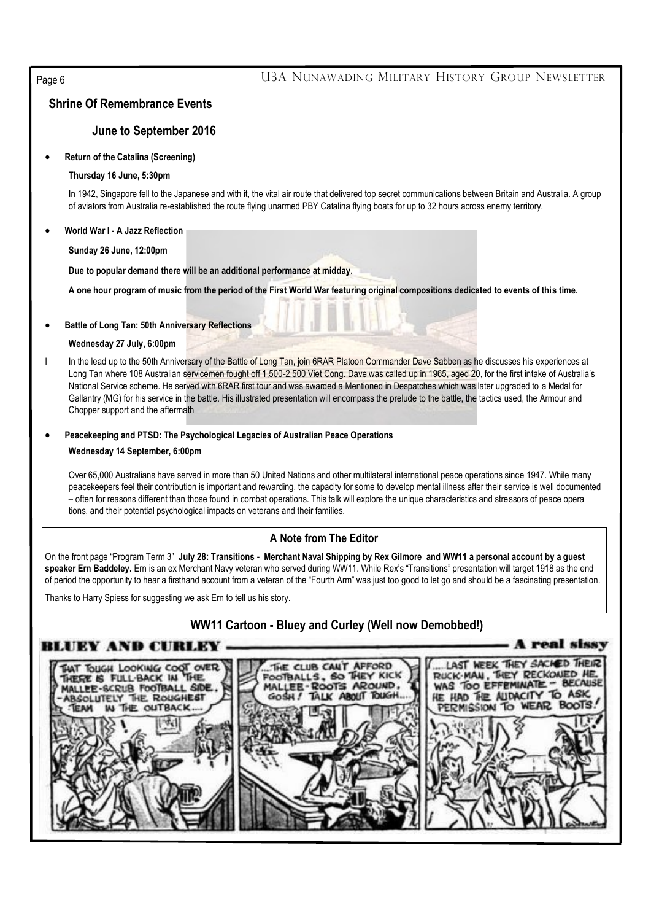## Shrine Of Remembrance Events

### June to September 2016

- **Return of the Catalina (Screening)**

  **Thursday 16 June, 5:30pm**

  In 1942, Singapore fell to the Japanese and with it, the vital air route that delivered top secret communications between Britain and Australia. A group of aviators from Australia re-established the route flying unarmed PBY Catalina flying boats for up to 32 hours across enemy territory.

- **World War I - A Jazz Reflection**

  **Sunday 26 June, 12:00pm**

  **Due to popular demand there will be an additional performance at midday.**

  **A one hour program of music from the period of the First World War featuring original compositions dedicated to events of this time.**

- **Battle of Long Tan: 50th Anniversary Reflections**

  **Wednesday 27 July, 6:00pm**

  In the lead up to the 50th Anniversary of the Battle of Long Tan, join 6RAR Platoon Commander Dave Sabben as he discusses his experiences at Long Tan where 108 Australian servicemen fought off 1,500-2,500 Viet Cong. Dave was called up in 1965, aged 20, for the first intake of Australia's National Service scheme. He served with 6RAR first tour and was awarded a Mentioned in Despatches which was later upgraded to a Medal for Gallantry (MG) for his service in the battle. His illustrated presentation will encompass the prelude to the battle, the tactics used, the Armour and Chopper support and the aftermath

- **Peacekeeping and PTSD: The Psychological Legacies of Australian Peace Operations**

  **Wednesday 14 September, 6:00pm**

  Over 65,000 Australians have served in more than 50 United Nations and other multilateral international peace operations since 1947. While many peacekeepers feel their contribution is important and rewarding, the capacity for some to develop mental illness after their service is well documented – often for reasons different than those found in combat operations. This talk will explore the unique characteristics and stressors of peace opera tions, and their potential psychological impacts on veterans and their families.

### A Note from The Editor

On the front page "Program Term 3" **July 28: Transitions - Merchant Naval Shipping by Rex Gilmore and WW11 a personal account by a guest speaker Ern Baddeley.** Ern is an ex Merchant Navy veteran who served during WW11. While Rex's "Transitions" presentation will target 1918 as the end of period the opportunity to hear a firsthand account from a veteran of the "Fourth Arm" was just too good to let go and should be a fascinating presentation.

Thanks to Harry Spiess for suggesting we ask Ern to tell us his story.

### WW11 Cartoon - Bluey and Curley (Well now Demobbed!)

**BLUEY AND CURLEY — A real sissy**

THAT TOUGH LOOKING COOT OVER THERE IS FULL-BACK IN THE MALLEE-SCRUB FOOTBALL SIDE. - ABSOLUTELY THE ROUGHEST TEAM IN THE OUTBACK....

...THE CLUB CAN'T AFFORD FOOTBALLS, SO THEY KICK MALLEE-ROOTS AROUND. GOSH! TALK ABOUT TOUGH...

....LAST WEEK THEY SACKED THEIR RUCK-MAN, THEY RECKONED HE WAS TOO EFFEMINATE - BECAUSE HE HAD THE AUDACITY TO ASK PERMISSION TO WEAR BOOTS!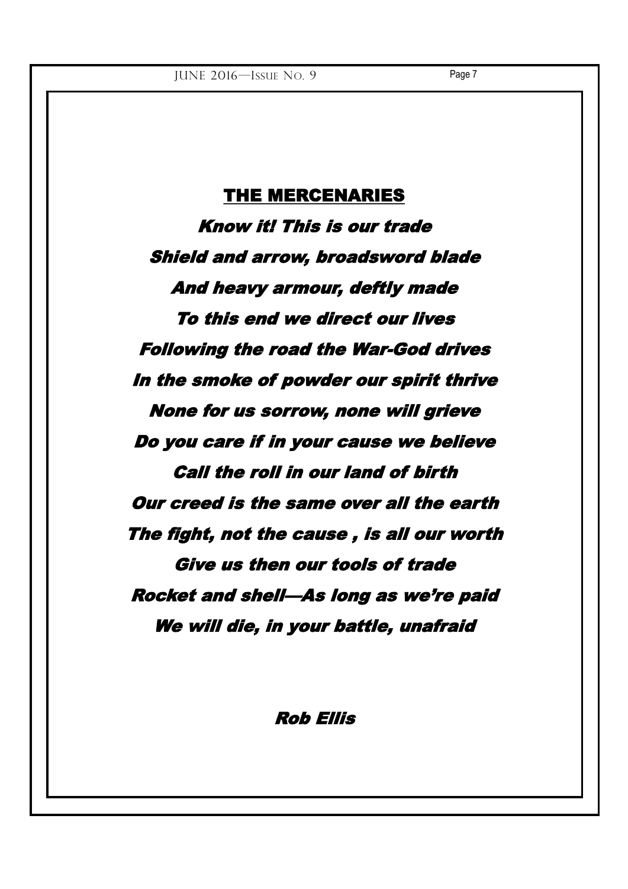## THE MERCENARIES

***Know it! This is our trade***
***Shield and arrow, broadsword blade***
***And heavy armour, deftly made***
***To this end we direct our lives***
***Following the road the War-God drives***
***In the smoke of powder our spirit thrive***
***None for us sorrow, none will grieve***
***Do you care if in your cause we believe***
***Call the roll in our land of birth***
***Our creed is the same over all the earth***
***The fight, not the cause , is all our worth***
***Give us then our tools of trade***
***Rocket and shell—As long as we're paid***
***We will die, in your battle, unafraid***

***Rob Ellis***